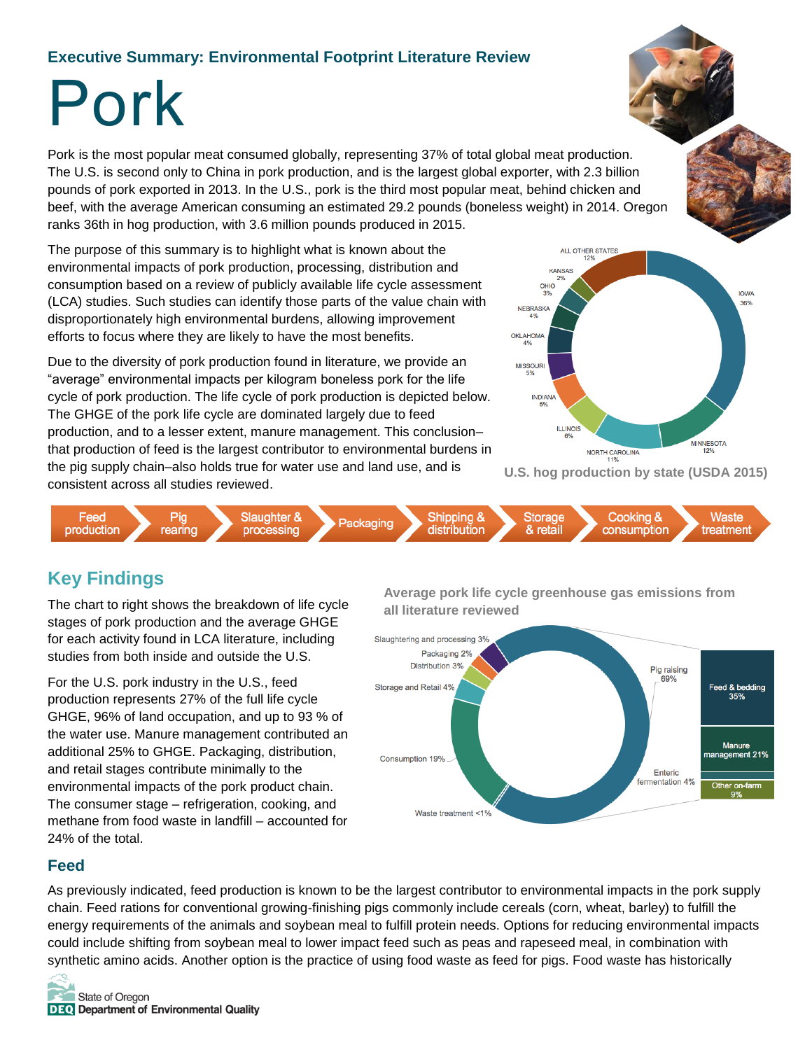### Executive Summary: Environmental Footprint Literature Review

# Pork

Pork is the most popular meat consumed globally, representing 37% of total global meat production. The U.S. is second only to China in pork production, and is the largest global exporter, with 2.3 billion pounds of pork exported in 2013. In the U.S., pork is the third most popular meat, behind chicken and beef, with the average American consuming an estimated 29.2 pounds (boneless weight) in 2014. Oregon ranks 36th in hog production, with 3.6 million pounds produced in 2015.

The purpose of this summary is to highlight what is known about the environmental impacts of pork production, processing, distribution and consumption based on a review of publicly available life cycle assessment (LCA) studies. Such studies can identify those parts of the value chain with disproportionately high environmental burdens, allowing improvement efforts to focus where they are likely to have the most benefits.

Due to the diversity of pork production found in literature, we provide an "average" environmental impacts per kilogram boneless pork for the life cycle of pork production. The life cycle of pork production is depicted below. The GHGE of the pork life cycle are dominated largely due to feed production, and to a lesser extent, manure management. This conclusion–that production of feed is the largest contributor to environmental burdens in the pig supply chain–also holds true for water use and land use, and is consistent across all studies reviewed.

| State | Share |
|---|---|
| Iowa | 36% |
| Minnesota | 12% |
| North Carolina | 11% |
| Illinois | 6% |
| Indiana | 5% |
| Missouri | 5% |
| Oklahoma | 4% |
| Nebraska | 4% |
| Ohio | 3% |
| Kansas | 2% |
| All other states | 12% |

U.S. hog production by state (USDA 2015)

Feed production → Pig rearing → Slaughter & processing → Packaging → Shipping & distribution → Storage & retail → Cooking & consumption → Waste treatment

## Key Findings

The chart to right shows the breakdown of life cycle stages of pork production and the average GHGE for each activity found in LCA literature, including studies from both inside and outside the U.S.

For the U.S. pork industry in the U.S., feed production represents 27% of the full life cycle GHGE, 96% of land occupation, and up to 93 % of the water use. Manure management contributed an additional 25% to GHGE. Packaging, distribution, and retail stages contribute minimally to the environmental impacts of the pork product chain. The consumer stage – refrigeration, cooking, and methane from food waste in landfill – accounted for 24% of the total.

**Average pork life cycle greenhouse gas emissions from all literature reviewed**

| Life cycle stage | Share of GHGE |
|---|---|
| Pig raising | 69% |
| – Feed & bedding | 35% |
| – Manure management | 21% |
| – Other on-farm | 9% |
| – Enteric fermentation | 4% |
| Consumption | 19% |
| Storage and Retail | 4% |
| Slaughtering and processing | 3% |
| Distribution | 3% |
| Packaging | 2% |
| Waste treatment | <1% |

### Feed

As previously indicated, feed production is known to be the largest contributor to environmental impacts in the pork supply chain. Feed rations for conventional growing-finishing pigs commonly include cereals (corn, wheat, barley) to fulfill the energy requirements of the animals and soybean meal to fulfill protein needs. Options for reducing environmental impacts could include shifting from soybean meal to lower impact feed such as peas and rapeseed meal, in combination with synthetic amino acids. Another option is the practice of using food waste as feed for pigs. Food waste has historically

State of Oregon
DEQ Department of Environmental Quality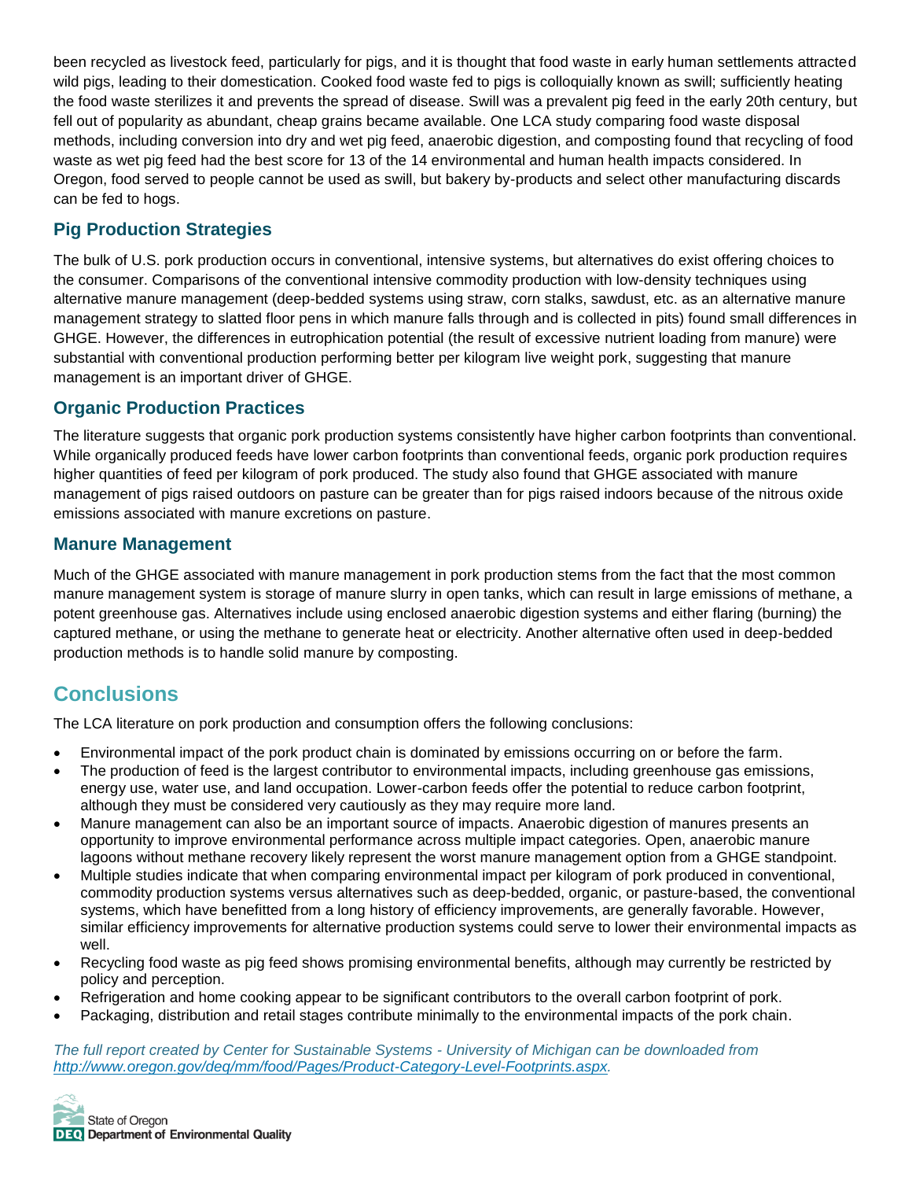been recycled as livestock feed, particularly for pigs, and it is thought that food waste in early human settlements attracted wild pigs, leading to their domestication. Cooked food waste fed to pigs is colloquially known as swill; sufficiently heating the food waste sterilizes it and prevents the spread of disease. Swill was a prevalent pig feed in the early 20th century, but fell out of popularity as abundant, cheap grains became available. One LCA study comparing food waste disposal methods, including conversion into dry and wet pig feed, anaerobic digestion, and composting found that recycling of food waste as wet pig feed had the best score for 13 of the 14 environmental and human health impacts considered. In Oregon, food served to people cannot be used as swill, but bakery by-products and select other manufacturing discards can be fed to hogs.

### Pig Production Strategies

The bulk of U.S. pork production occurs in conventional, intensive systems, but alternatives do exist offering choices to the consumer. Comparisons of the conventional intensive commodity production with low-density techniques using alternative manure management (deep-bedded systems using straw, corn stalks, sawdust, etc. as an alternative manure management strategy to slatted floor pens in which manure falls through and is collected in pits) found small differences in GHGE. However, the differences in eutrophication potential (the result of excessive nutrient loading from manure) were substantial with conventional production performing better per kilogram live weight pork, suggesting that manure management is an important driver of GHGE.

### Organic Production Practices

The literature suggests that organic pork production systems consistently have higher carbon footprints than conventional. While organically produced feeds have lower carbon footprints than conventional feeds, organic pork production requires higher quantities of feed per kilogram of pork produced. The study also found that GHGE associated with manure management of pigs raised outdoors on pasture can be greater than for pigs raised indoors because of the nitrous oxide emissions associated with manure excretions on pasture.

### Manure Management

Much of the GHGE associated with manure management in pork production stems from the fact that the most common manure management system is storage of manure slurry in open tanks, which can result in large emissions of methane, a potent greenhouse gas. Alternatives include using enclosed anaerobic digestion systems and either flaring (burning) the captured methane, or using the methane to generate heat or electricity. Another alternative often used in deep-bedded production methods is to handle solid manure by composting.

## Conclusions

The LCA literature on pork production and consumption offers the following conclusions:

- Environmental impact of the pork product chain is dominated by emissions occurring on or before the farm.
- The production of feed is the largest contributor to environmental impacts, including greenhouse gas emissions, energy use, water use, and land occupation. Lower-carbon feeds offer the potential to reduce carbon footprint, although they must be considered very cautiously as they may require more land.
- Manure management can also be an important source of impacts. Anaerobic digestion of manures presents an opportunity to improve environmental performance across multiple impact categories. Open, anaerobic manure lagoons without methane recovery likely represent the worst manure management option from a GHGE standpoint.
- Multiple studies indicate that when comparing environmental impact per kilogram of pork produced in conventional, commodity production systems versus alternatives such as deep-bedded, organic, or pasture-based, the conventional systems, which have benefitted from a long history of efficiency improvements, are generally favorable. However, similar efficiency improvements for alternative production systems could serve to lower their environmental impacts as well.
- Recycling food waste as pig feed shows promising environmental benefits, although may currently be restricted by policy and perception.
- Refrigeration and home cooking appear to be significant contributors to the overall carbon footprint of pork.
- Packaging, distribution and retail stages contribute minimally to the environmental impacts of the pork chain.

*The full report created by Center for Sustainable Systems - University of Michigan can be downloaded from http://www.oregon.gov/deq/mm/food/Pages/Product-Category-Level-Footprints.aspx.*

State of Oregon
DEQ Department of Environmental Quality